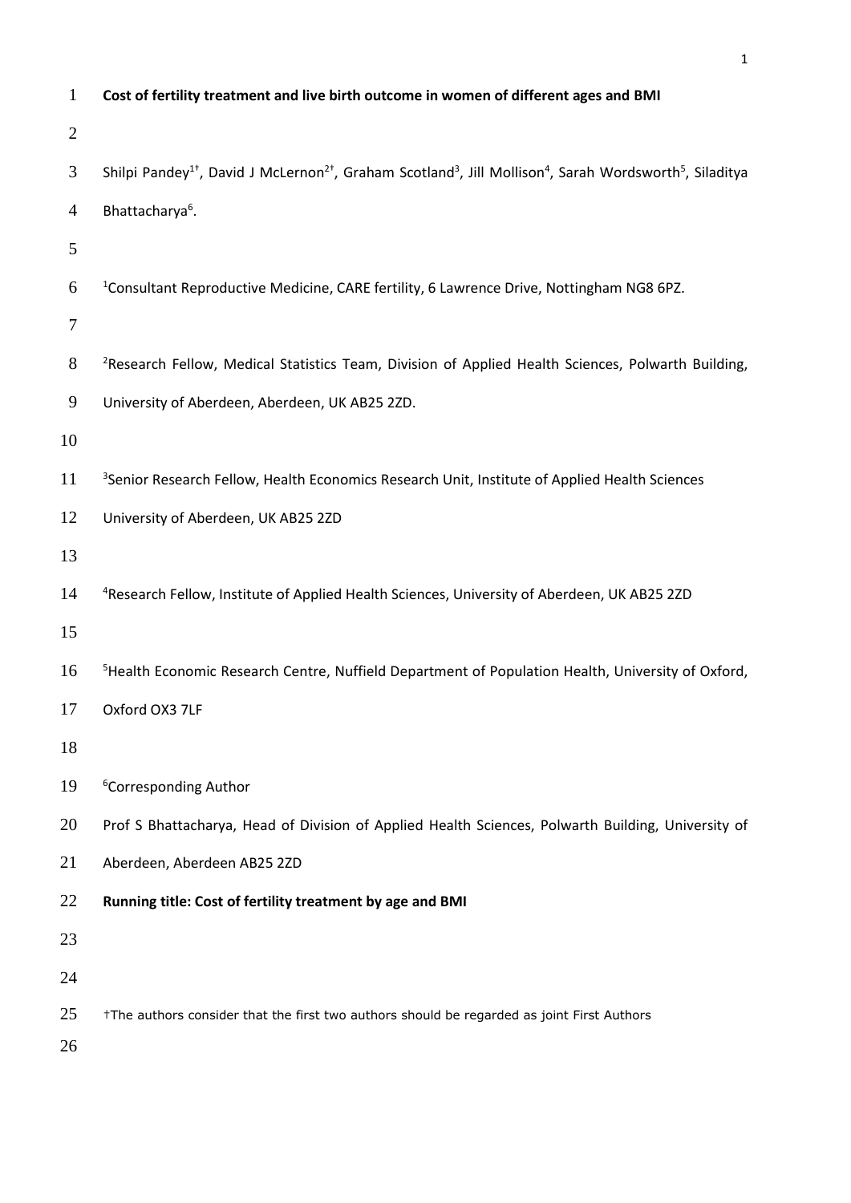**Cost of fertility treatment and live birth outcome in women of different ages and BMI**

Shilpi Pandey[1†], David J McLernon[2†], Graham Scotland[3], Jill Mollison[4], Sarah Wordsworth[5], Siladitya Bhattacharya[6].

[1]Consultant Reproductive Medicine, CARE fertility, 6 Lawrence Drive, Nottingham NG8 6PZ.

[2]Research Fellow, Medical Statistics Team, Division of Applied Health Sciences, Polwarth Building, University of Aberdeen, Aberdeen, UK AB25 2ZD.

[3]Senior Research Fellow, Health Economics Research Unit, Institute of Applied Health Sciences University of Aberdeen, UK AB25 2ZD

[4]Research Fellow, Institute of Applied Health Sciences, University of Aberdeen, UK AB25 2ZD

[5]Health Economic Research Centre, Nuffield Department of Population Health, University of Oxford, Oxford OX3 7LF

[6]Corresponding Author

Prof S Bhattacharya, Head of Division of Applied Health Sciences, Polwarth Building, University of Aberdeen, Aberdeen AB25 2ZD

**Running title: Cost of fertility treatment by age and BMI**

†The authors consider that the first two authors should be regarded as joint First Authors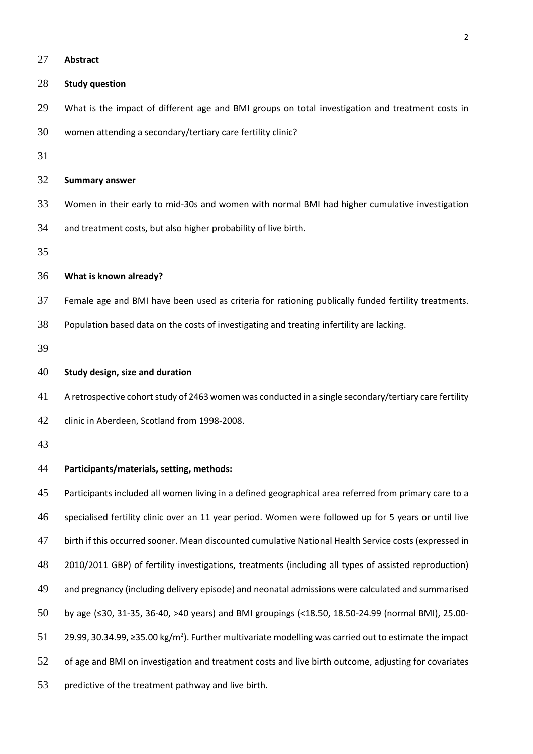## Abstract

### Study question

What is the impact of different age and BMI groups on total investigation and treatment costs in women attending a secondary/tertiary care fertility clinic?

### Summary answer

Women in their early to mid-30s and women with normal BMI had higher cumulative investigation and treatment costs, but also higher probability of live birth.

### What is known already?

Female age and BMI have been used as criteria for rationing publically funded fertility treatments. Population based data on the costs of investigating and treating infertility are lacking.

### Study design, size and duration

A retrospective cohort study of 2463 women was conducted in a single secondary/tertiary care fertility clinic in Aberdeen, Scotland from 1998-2008.

### Participants/materials, setting, methods:

Participants included all women living in a defined geographical area referred from primary care to a specialised fertility clinic over an 11 year period. Women were followed up for 5 years or until live birth if this occurred sooner. Mean discounted cumulative National Health Service costs (expressed in 2010/2011 GBP) of fertility investigations, treatments (including all types of assisted reproduction) and pregnancy (including delivery episode) and neonatal admissions were calculated and summarised by age (≤30, 31-35, 36-40, >40 years) and BMI groupings (<18.50, 18.50-24.99 (normal BMI), 25.00-29.99, 30.34.99, ≥35.00 kg/m$^2$). Further multivariate modelling was carried out to estimate the impact of age and BMI on investigation and treatment costs and live birth outcome, adjusting for covariates predictive of the treatment pathway and live birth.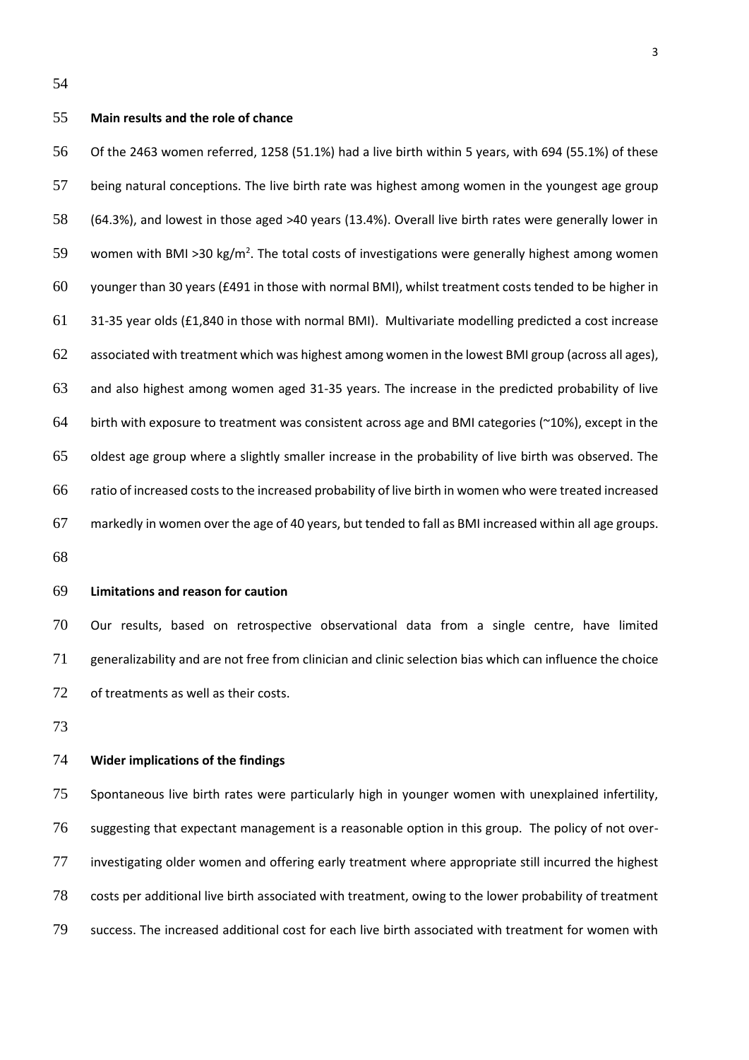**Main results and the role of chance**

Of the 2463 women referred, 1258 (51.1%) had a live birth within 5 years, with 694 (55.1%) of these being natural conceptions. The live birth rate was highest among women in the youngest age group (64.3%), and lowest in those aged >40 years (13.4%). Overall live birth rates were generally lower in women with BMI >30 kg/m$^2$. The total costs of investigations were generally highest among women younger than 30 years (£491 in those with normal BMI), whilst treatment costs tended to be higher in 31-35 year olds (£1,840 in those with normal BMI). Multivariate modelling predicted a cost increase associated with treatment which was highest among women in the lowest BMI group (across all ages), and also highest among women aged 31-35 years. The increase in the predicted probability of live birth with exposure to treatment was consistent across age and BMI categories (~10%), except in the oldest age group where a slightly smaller increase in the probability of live birth was observed. The ratio of increased costs to the increased probability of live birth in women who were treated increased markedly in women over the age of 40 years, but tended to fall as BMI increased within all age groups.

**Limitations and reason for caution**

Our results, based on retrospective observational data from a single centre, have limited generalizability and are not free from clinician and clinic selection bias which can influence the choice of treatments as well as their costs.

**Wider implications of the findings**

Spontaneous live birth rates were particularly high in younger women with unexplained infertility, suggesting that expectant management is a reasonable option in this group. The policy of not over-investigating older women and offering early treatment where appropriate still incurred the highest costs per additional live birth associated with treatment, owing to the lower probability of treatment success. The increased additional cost for each live birth associated with treatment for women with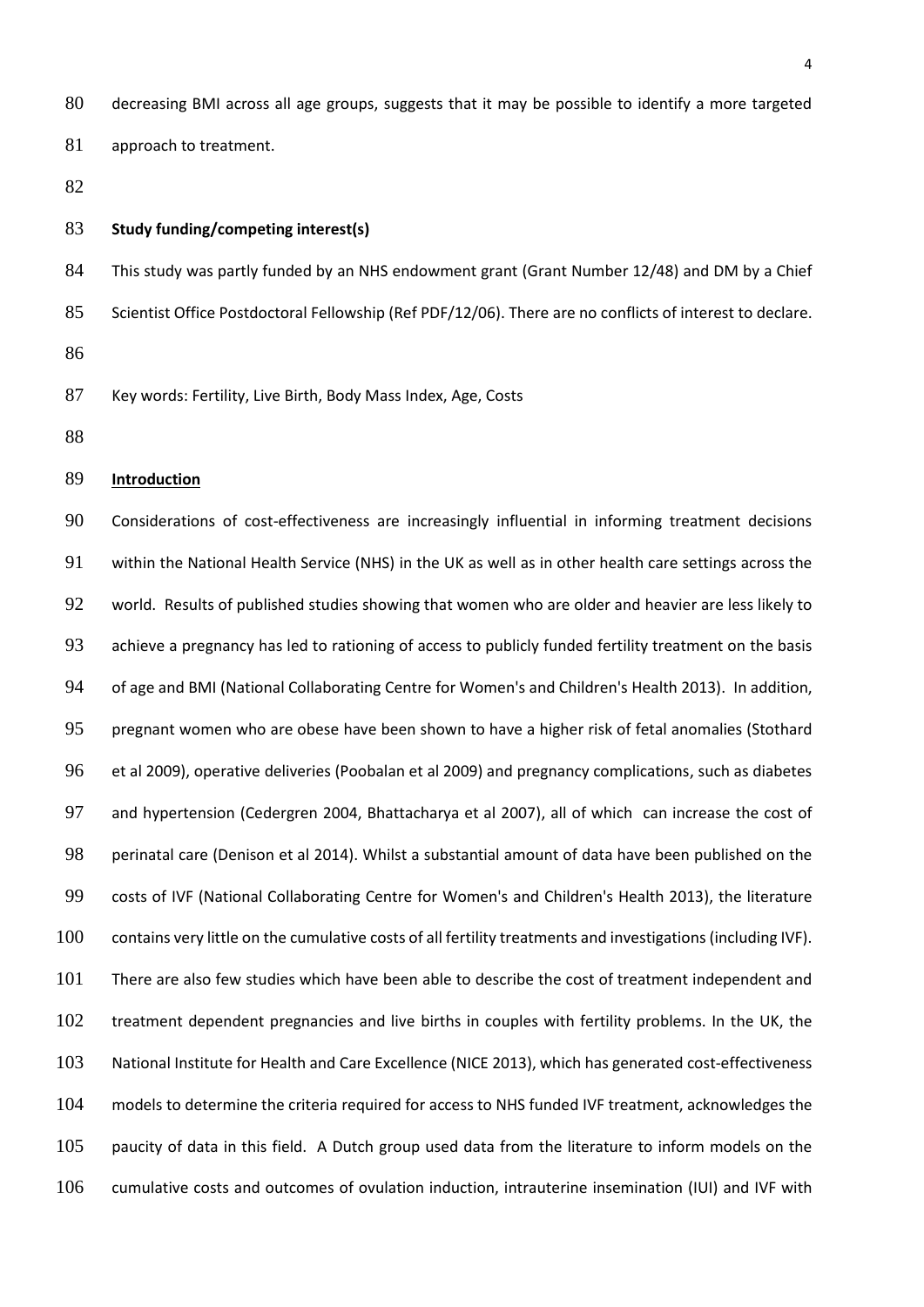decreasing BMI across all age groups, suggests that it may be possible to identify a more targeted approach to treatment.

**Study funding/competing interest(s)**

This study was partly funded by an NHS endowment grant (Grant Number 12/48) and DM by a Chief Scientist Office Postdoctoral Fellowship (Ref PDF/12/06). There are no conflicts of interest to declare.

Key words: Fertility, Live Birth, Body Mass Index, Age, Costs

## Introduction

Considerations of cost-effectiveness are increasingly influential in informing treatment decisions within the National Health Service (NHS) in the UK as well as in other health care settings across the world. Results of published studies showing that women who are older and heavier are less likely to achieve a pregnancy has led to rationing of access to publicly funded fertility treatment on the basis of age and BMI (National Collaborating Centre for Women's and Children's Health 2013). In addition, pregnant women who are obese have been shown to have a higher risk of fetal anomalies (Stothard et al 2009), operative deliveries (Poobalan et al 2009) and pregnancy complications, such as diabetes and hypertension (Cedergren 2004, Bhattacharya et al 2007), all of which can increase the cost of perinatal care (Denison et al 2014). Whilst a substantial amount of data have been published on the costs of IVF (National Collaborating Centre for Women's and Children's Health 2013), the literature contains very little on the cumulative costs of all fertility treatments and investigations (including IVF). There are also few studies which have been able to describe the cost of treatment independent and treatment dependent pregnancies and live births in couples with fertility problems. In the UK, the National Institute for Health and Care Excellence (NICE 2013), which has generated cost-effectiveness models to determine the criteria required for access to NHS funded IVF treatment, acknowledges the paucity of data in this field. A Dutch group used data from the literature to inform models on the cumulative costs and outcomes of ovulation induction, intrauterine insemination (IUI) and IVF with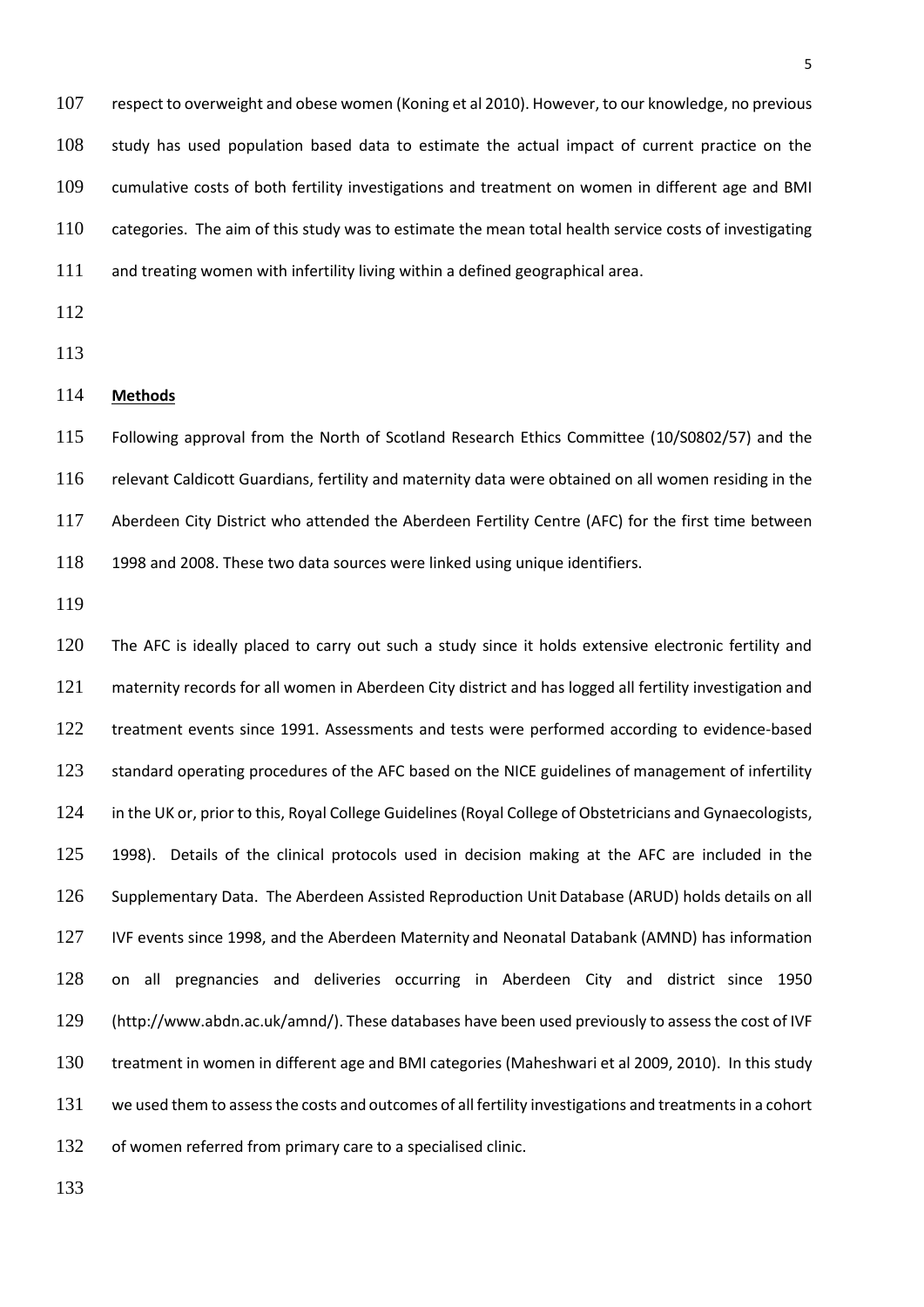respect to overweight and obese women (Koning et al 2010). However, to our knowledge, no previous study has used population based data to estimate the actual impact of current practice on the cumulative costs of both fertility investigations and treatment on women in different age and BMI categories. The aim of this study was to estimate the mean total health service costs of investigating and treating women with infertility living within a defined geographical area.

## Methods

Following approval from the North of Scotland Research Ethics Committee (10/S0802/57) and the relevant Caldicott Guardians, fertility and maternity data were obtained on all women residing in the Aberdeen City District who attended the Aberdeen Fertility Centre (AFC) for the first time between 1998 and 2008. These two data sources were linked using unique identifiers.

The AFC is ideally placed to carry out such a study since it holds extensive electronic fertility and maternity records for all women in Aberdeen City district and has logged all fertility investigation and treatment events since 1991. Assessments and tests were performed according to evidence-based standard operating procedures of the AFC based on the NICE guidelines of management of infertility in the UK or, prior to this, Royal College Guidelines (Royal College of Obstetricians and Gynaecologists, 1998). Details of the clinical protocols used in decision making at the AFC are included in the Supplementary Data. The Aberdeen Assisted Reproduction Unit Database (ARUD) holds details on all IVF events since 1998, and the Aberdeen Maternity and Neonatal Databank (AMND) has information on all pregnancies and deliveries occurring in Aberdeen City and district since 1950 (http://www.abdn.ac.uk/amnd/). These databases have been used previously to assess the cost of IVF treatment in women in different age and BMI categories (Maheshwari et al 2009, 2010). In this study we used them to assess the costs and outcomes of all fertility investigations and treatments in a cohort of women referred from primary care to a specialised clinic.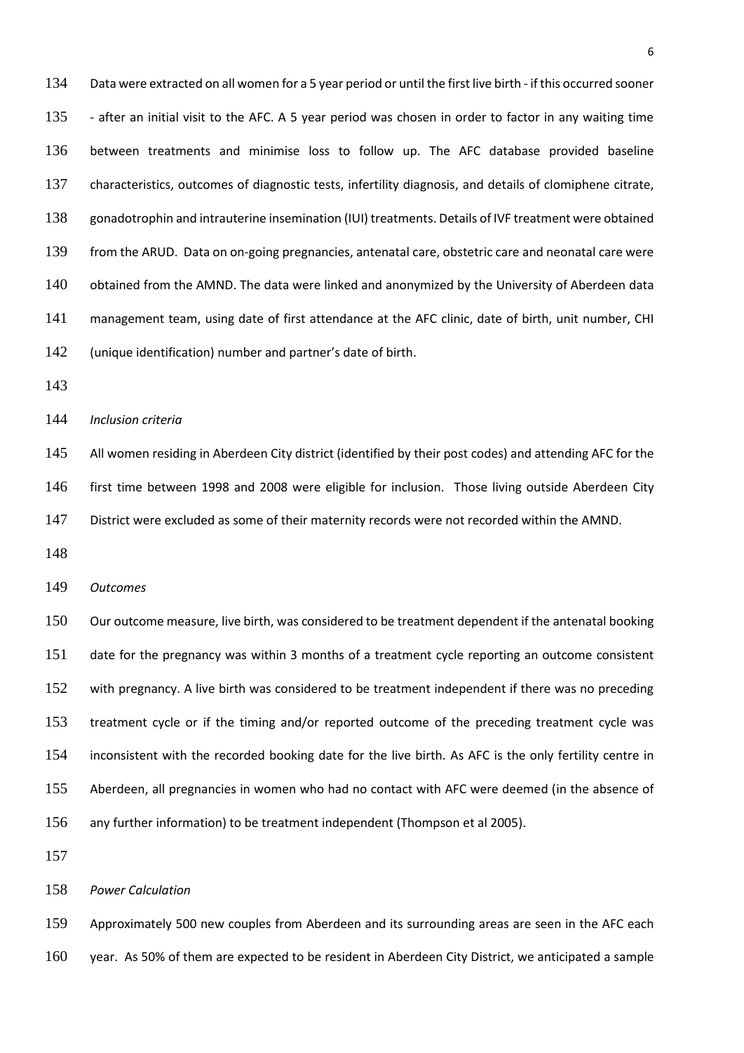Data were extracted on all women for a 5 year period or until the first live birth - if this occurred sooner - after an initial visit to the AFC. A 5 year period was chosen in order to factor in any waiting time between treatments and minimise loss to follow up. The AFC database provided baseline characteristics, outcomes of diagnostic tests, infertility diagnosis, and details of clomiphene citrate, gonadotrophin and intrauterine insemination (IUI) treatments. Details of IVF treatment were obtained from the ARUD. Data on on-going pregnancies, antenatal care, obstetric care and neonatal care were obtained from the AMND. The data were linked and anonymized by the University of Aberdeen data management team, using date of first attendance at the AFC clinic, date of birth, unit number, CHI (unique identification) number and partner's date of birth.

*Inclusion criteria*

All women residing in Aberdeen City district (identified by their post codes) and attending AFC for the first time between 1998 and 2008 were eligible for inclusion. Those living outside Aberdeen City District were excluded as some of their maternity records were not recorded within the AMND.

*Outcomes*

Our outcome measure, live birth, was considered to be treatment dependent if the antenatal booking date for the pregnancy was within 3 months of a treatment cycle reporting an outcome consistent with pregnancy. A live birth was considered to be treatment independent if there was no preceding treatment cycle or if the timing and/or reported outcome of the preceding treatment cycle was inconsistent with the recorded booking date for the live birth. As AFC is the only fertility centre in Aberdeen, all pregnancies in women who had no contact with AFC were deemed (in the absence of any further information) to be treatment independent (Thompson et al 2005).

*Power Calculation*

Approximately 500 new couples from Aberdeen and its surrounding areas are seen in the AFC each year. As 50% of them are expected to be resident in Aberdeen City District, we anticipated a sample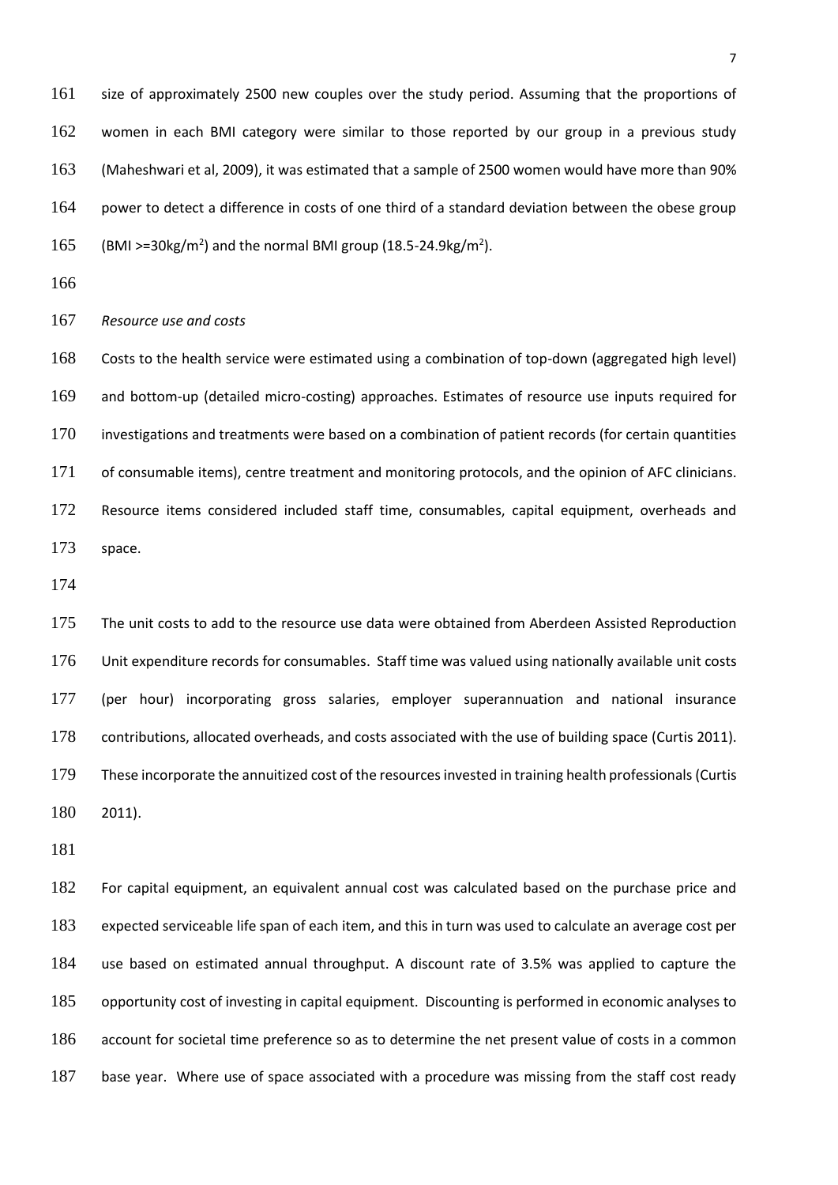size of approximately 2500 new couples over the study period. Assuming that the proportions of women in each BMI category were similar to those reported by our group in a previous study (Maheshwari et al, 2009), it was estimated that a sample of 2500 women would have more than 90% power to detect a difference in costs of one third of a standard deviation between the obese group (BMI >=30kg/m$^2$) and the normal BMI group (18.5-24.9kg/m$^2$).

*Resource use and costs*

Costs to the health service were estimated using a combination of top-down (aggregated high level) and bottom-up (detailed micro-costing) approaches. Estimates of resource use inputs required for investigations and treatments were based on a combination of patient records (for certain quantities of consumable items), centre treatment and monitoring protocols, and the opinion of AFC clinicians. Resource items considered included staff time, consumables, capital equipment, overheads and space.

The unit costs to add to the resource use data were obtained from Aberdeen Assisted Reproduction Unit expenditure records for consumables. Staff time was valued using nationally available unit costs (per hour) incorporating gross salaries, employer superannuation and national insurance contributions, allocated overheads, and costs associated with the use of building space (Curtis 2011). These incorporate the annuitized cost of the resources invested in training health professionals (Curtis 2011).

For capital equipment, an equivalent annual cost was calculated based on the purchase price and expected serviceable life span of each item, and this in turn was used to calculate an average cost per use based on estimated annual throughput. A discount rate of 3.5% was applied to capture the opportunity cost of investing in capital equipment. Discounting is performed in economic analyses to account for societal time preference so as to determine the net present value of costs in a common base year. Where use of space associated with a procedure was missing from the staff cost ready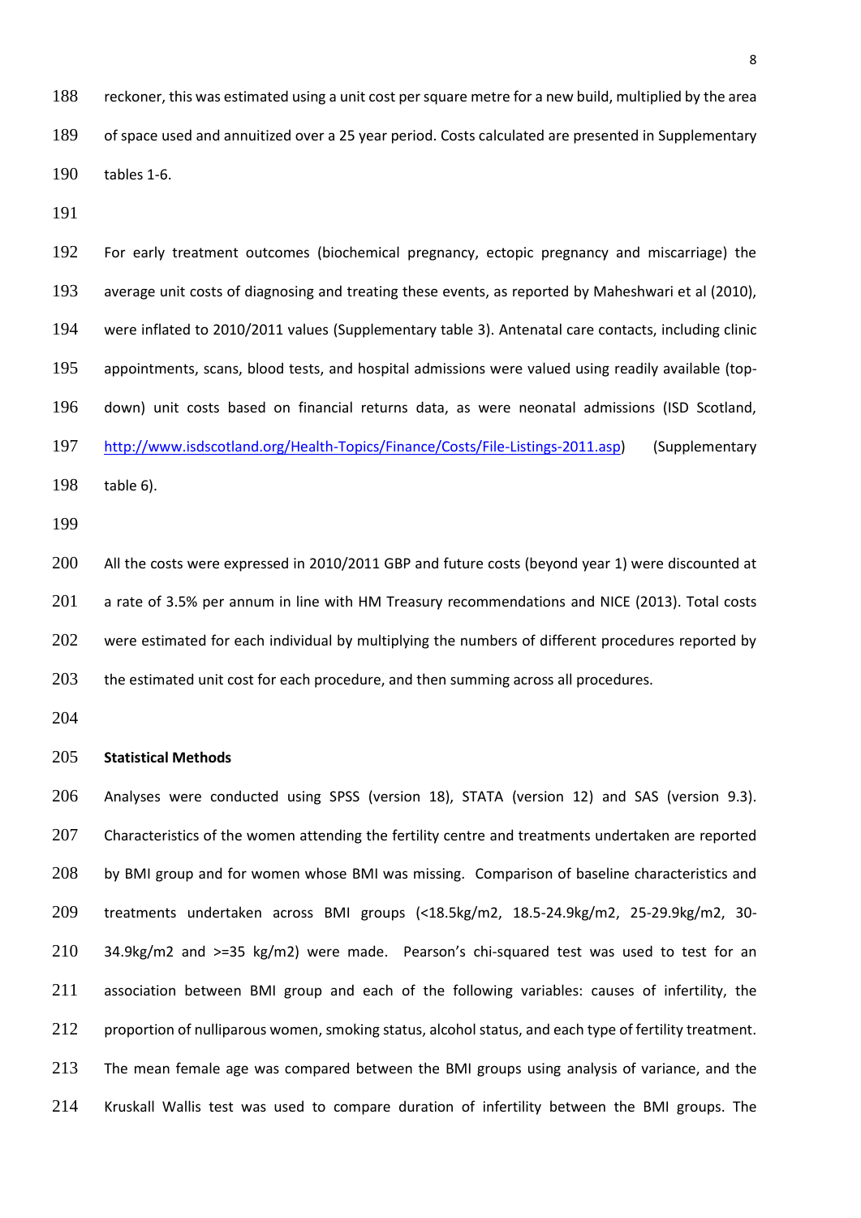reckoner, this was estimated using a unit cost per square metre for a new build, multiplied by the area of space used and annuitized over a 25 year period. Costs calculated are presented in Supplementary tables 1-6.

For early treatment outcomes (biochemical pregnancy, ectopic pregnancy and miscarriage) the average unit costs of diagnosing and treating these events, as reported by Maheshwari et al (2010), were inflated to 2010/2011 values (Supplementary table 3). Antenatal care contacts, including clinic appointments, scans, blood tests, and hospital admissions were valued using readily available (top-down) unit costs based on financial returns data, as were neonatal admissions (ISD Scotland, [http://www.isdscotland.org/Health-Topics/Finance/Costs/File-Listings-2011.asp](http://www.isdscotland.org/Health-Topics/Finance/Costs/File-Listings-2011.asp)) (Supplementary table 6).

All the costs were expressed in 2010/2011 GBP and future costs (beyond year 1) were discounted at a rate of 3.5% per annum in line with HM Treasury recommendations and NICE (2013). Total costs were estimated for each individual by multiplying the numbers of different procedures reported by the estimated unit cost for each procedure, and then summing across all procedures.

**Statistical Methods**

Analyses were conducted using SPSS (version 18), STATA (version 12) and SAS (version 9.3). Characteristics of the women attending the fertility centre and treatments undertaken are reported by BMI group and for women whose BMI was missing. Comparison of baseline characteristics and treatments undertaken across BMI groups (<18.5kg/m2, 18.5-24.9kg/m2, 25-29.9kg/m2, 30-34.9kg/m2 and >=35 kg/m2) were made. Pearson's chi-squared test was used to test for an association between BMI group and each of the following variables: causes of infertility, the proportion of nulliparous women, smoking status, alcohol status, and each type of fertility treatment. The mean female age was compared between the BMI groups using analysis of variance, and the Kruskall Wallis test was used to compare duration of infertility between the BMI groups. The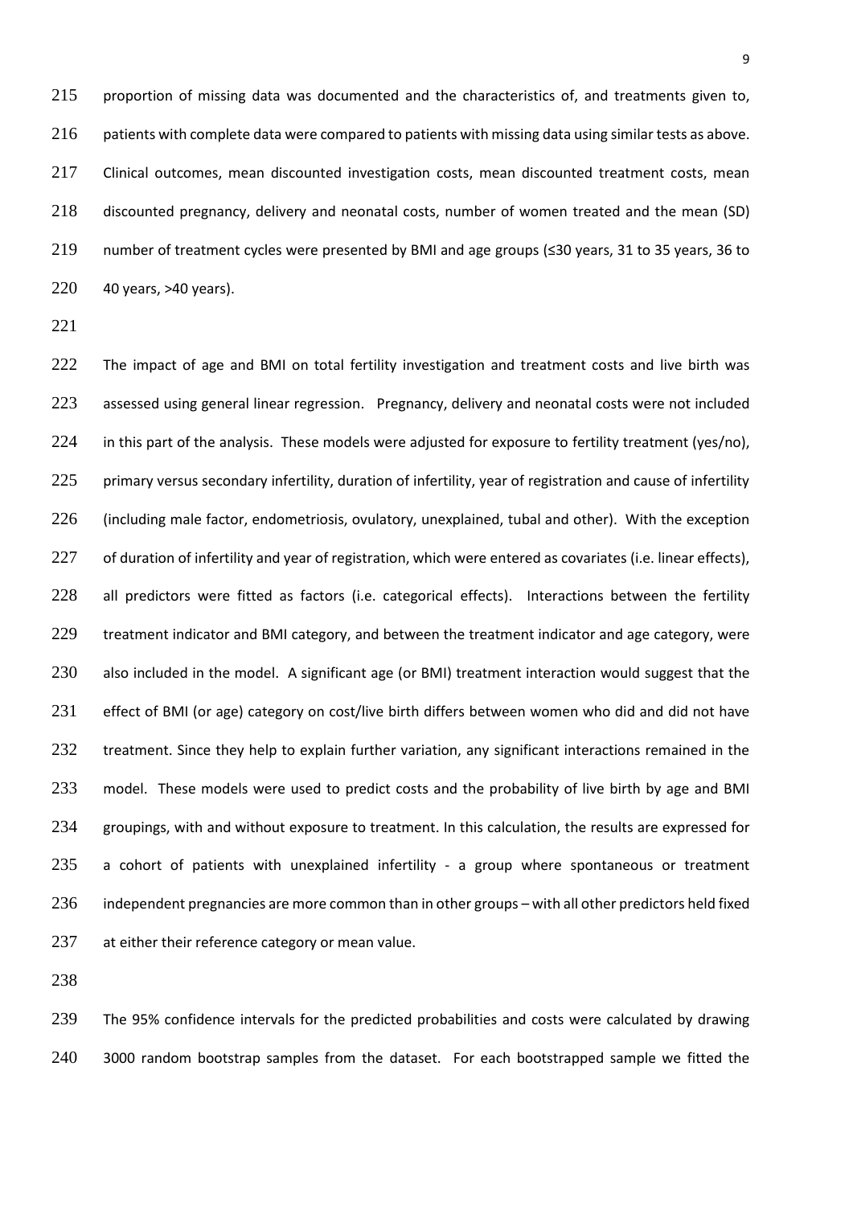proportion of missing data was documented and the characteristics of, and treatments given to, patients with complete data were compared to patients with missing data using similar tests as above. Clinical outcomes, mean discounted investigation costs, mean discounted treatment costs, mean discounted pregnancy, delivery and neonatal costs, number of women treated and the mean (SD) number of treatment cycles were presented by BMI and age groups (≤30 years, 31 to 35 years, 36 to 40 years, >40 years).

The impact of age and BMI on total fertility investigation and treatment costs and live birth was assessed using general linear regression. Pregnancy, delivery and neonatal costs were not included in this part of the analysis. These models were adjusted for exposure to fertility treatment (yes/no), primary versus secondary infertility, duration of infertility, year of registration and cause of infertility (including male factor, endometriosis, ovulatory, unexplained, tubal and other). With the exception of duration of infertility and year of registration, which were entered as covariates (i.e. linear effects), all predictors were fitted as factors (i.e. categorical effects). Interactions between the fertility treatment indicator and BMI category, and between the treatment indicator and age category, were also included in the model. A significant age (or BMI) treatment interaction would suggest that the effect of BMI (or age) category on cost/live birth differs between women who did and did not have treatment. Since they help to explain further variation, any significant interactions remained in the model. These models were used to predict costs and the probability of live birth by age and BMI groupings, with and without exposure to treatment. In this calculation, the results are expressed for a cohort of patients with unexplained infertility - a group where spontaneous or treatment independent pregnancies are more common than in other groups – with all other predictors held fixed at either their reference category or mean value.

The 95% confidence intervals for the predicted probabilities and costs were calculated by drawing 3000 random bootstrap samples from the dataset. For each bootstrapped sample we fitted the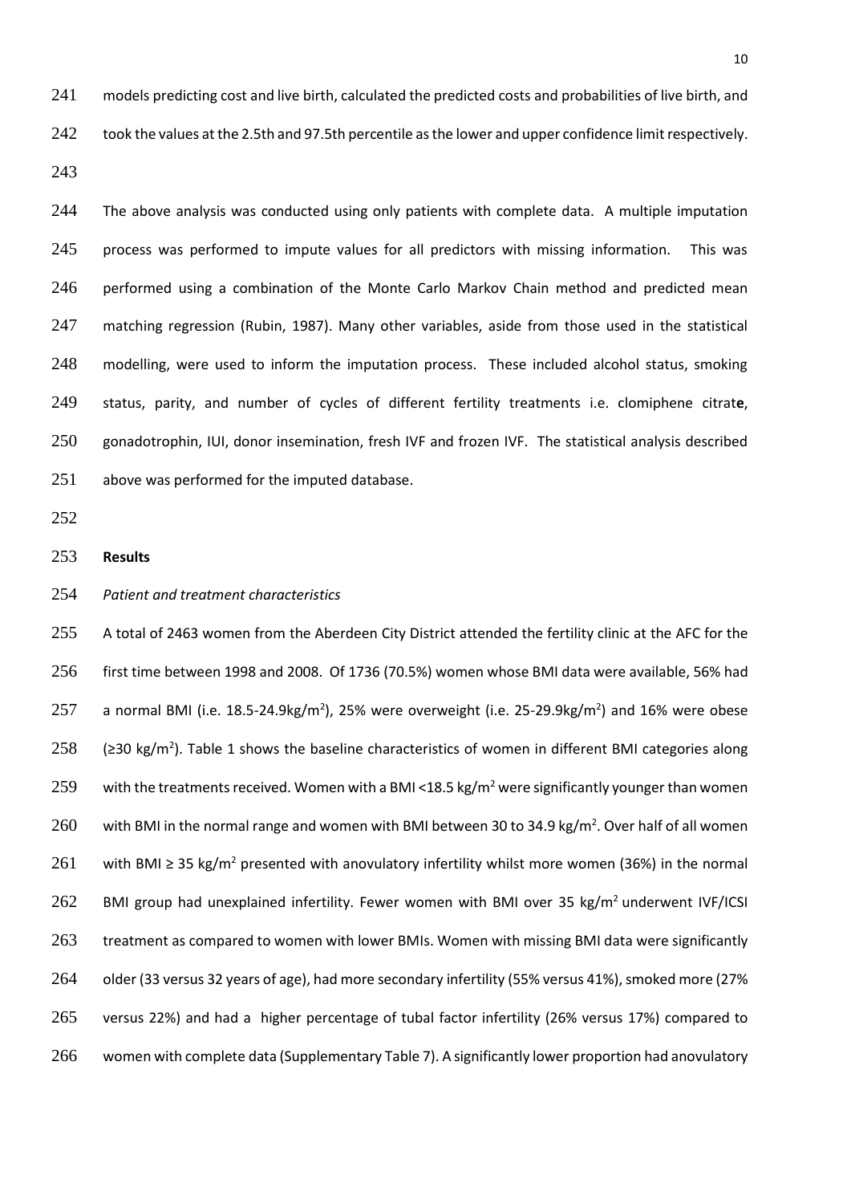models predicting cost and live birth, calculated the predicted costs and probabilities of live birth, and took the values at the 2.5th and 97.5th percentile as the lower and upper confidence limit respectively.

The above analysis was conducted using only patients with complete data. A multiple imputation process was performed to impute values for all predictors with missing information. This was performed using a combination of the Monte Carlo Markov Chain method and predicted mean matching regression (Rubin, 1987). Many other variables, aside from those used in the statistical modelling, were used to inform the imputation process. These included alcohol status, smoking status, parity, and number of cycles of different fertility treatments i.e. clomiphene citrate, gonadotrophin, IUI, donor insemination, fresh IVF and frozen IVF. The statistical analysis described above was performed for the imputed database.

## Results

*Patient and treatment characteristics*

A total of 2463 women from the Aberdeen City District attended the fertility clinic at the AFC for the first time between 1998 and 2008. Of 1736 (70.5%) women whose BMI data were available, 56% had a normal BMI (i.e. 18.5-24.9kg/m$^2$), 25% were overweight (i.e. 25-29.9kg/m$^2$) and 16% were obese (≥30 kg/m$^2$). Table 1 shows the baseline characteristics of women in different BMI categories along with the treatments received. Women with a BMI <18.5 kg/m$^2$ were significantly younger than women with BMI in the normal range and women with BMI between 30 to 34.9 kg/m$^2$. Over half of all women with BMI ≥ 35 kg/m$^2$ presented with anovulatory infertility whilst more women (36%) in the normal BMI group had unexplained infertility. Fewer women with BMI over 35 kg/m$^2$ underwent IVF/ICSI treatment as compared to women with lower BMIs. Women with missing BMI data were significantly older (33 versus 32 years of age), had more secondary infertility (55% versus 41%), smoked more (27% versus 22%) and had a higher percentage of tubal factor infertility (26% versus 17%) compared to women with complete data (Supplementary Table 7). A significantly lower proportion had anovulatory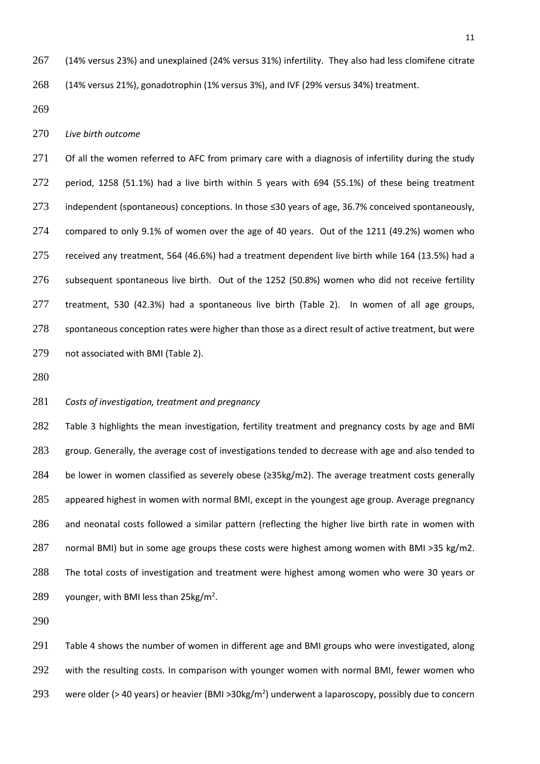(14% versus 23%) and unexplained (24% versus 31%) infertility. They also had less clomifene citrate (14% versus 21%), gonadotrophin (1% versus 3%), and IVF (29% versus 34%) treatment.

*Live birth outcome*

Of all the women referred to AFC from primary care with a diagnosis of infertility during the study period, 1258 (51.1%) had a live birth within 5 years with 694 (55.1%) of these being treatment independent (spontaneous) conceptions. In those ≤30 years of age, 36.7% conceived spontaneously, compared to only 9.1% of women over the age of 40 years. Out of the 1211 (49.2%) women who received any treatment, 564 (46.6%) had a treatment dependent live birth while 164 (13.5%) had a subsequent spontaneous live birth. Out of the 1252 (50.8%) women who did not receive fertility treatment, 530 (42.3%) had a spontaneous live birth (Table 2). In women of all age groups, spontaneous conception rates were higher than those as a direct result of active treatment, but were not associated with BMI (Table 2).

*Costs of investigation, treatment and pregnancy*

Table 3 highlights the mean investigation, fertility treatment and pregnancy costs by age and BMI group. Generally, the average cost of investigations tended to decrease with age and also tended to be lower in women classified as severely obese (≥35kg/m2). The average treatment costs generally appeared highest in women with normal BMI, except in the youngest age group. Average pregnancy and neonatal costs followed a similar pattern (reflecting the higher live birth rate in women with normal BMI) but in some age groups these costs were highest among women with BMI >35 kg/m2. The total costs of investigation and treatment were highest among women who were 30 years or younger, with BMI less than 25kg/m$^2$.

Table 4 shows the number of women in different age and BMI groups who were investigated, along with the resulting costs. In comparison with younger women with normal BMI, fewer women who were older (> 40 years) or heavier (BMI >30kg/m$^2$) underwent a laparoscopy, possibly due to concern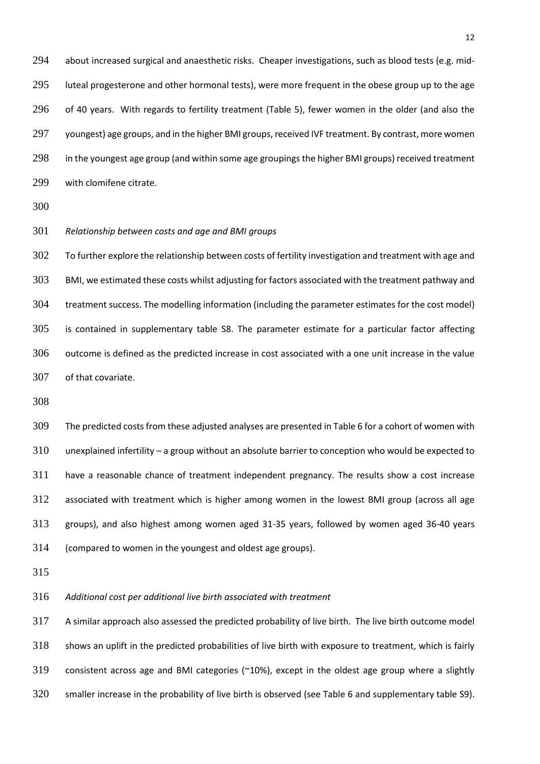about increased surgical and anaesthetic risks. Cheaper investigations, such as blood tests (e.g. mid-luteal progesterone and other hormonal tests), were more frequent in the obese group up to the age of 40 years. With regards to fertility treatment (Table 5), fewer women in the older (and also the youngest) age groups, and in the higher BMI groups, received IVF treatment. By contrast, more women in the youngest age group (and within some age groupings the higher BMI groups) received treatment with clomifene citrate.

*Relationship between costs and age and BMI groups*

To further explore the relationship between costs of fertility investigation and treatment with age and BMI, we estimated these costs whilst adjusting for factors associated with the treatment pathway and treatment success. The modelling information (including the parameter estimates for the cost model) is contained in supplementary table S8. The parameter estimate for a particular factor affecting outcome is defined as the predicted increase in cost associated with a one unit increase in the value of that covariate.

The predicted costs from these adjusted analyses are presented in Table 6 for a cohort of women with unexplained infertility – a group without an absolute barrier to conception who would be expected to have a reasonable chance of treatment independent pregnancy. The results show a cost increase associated with treatment which is higher among women in the lowest BMI group (across all age groups), and also highest among women aged 31-35 years, followed by women aged 36-40 years (compared to women in the youngest and oldest age groups).

*Additional cost per additional live birth associated with treatment*

A similar approach also assessed the predicted probability of live birth. The live birth outcome model shows an uplift in the predicted probabilities of live birth with exposure to treatment, which is fairly consistent across age and BMI categories (~10%), except in the oldest age group where a slightly smaller increase in the probability of live birth is observed (see Table 6 and supplementary table S9).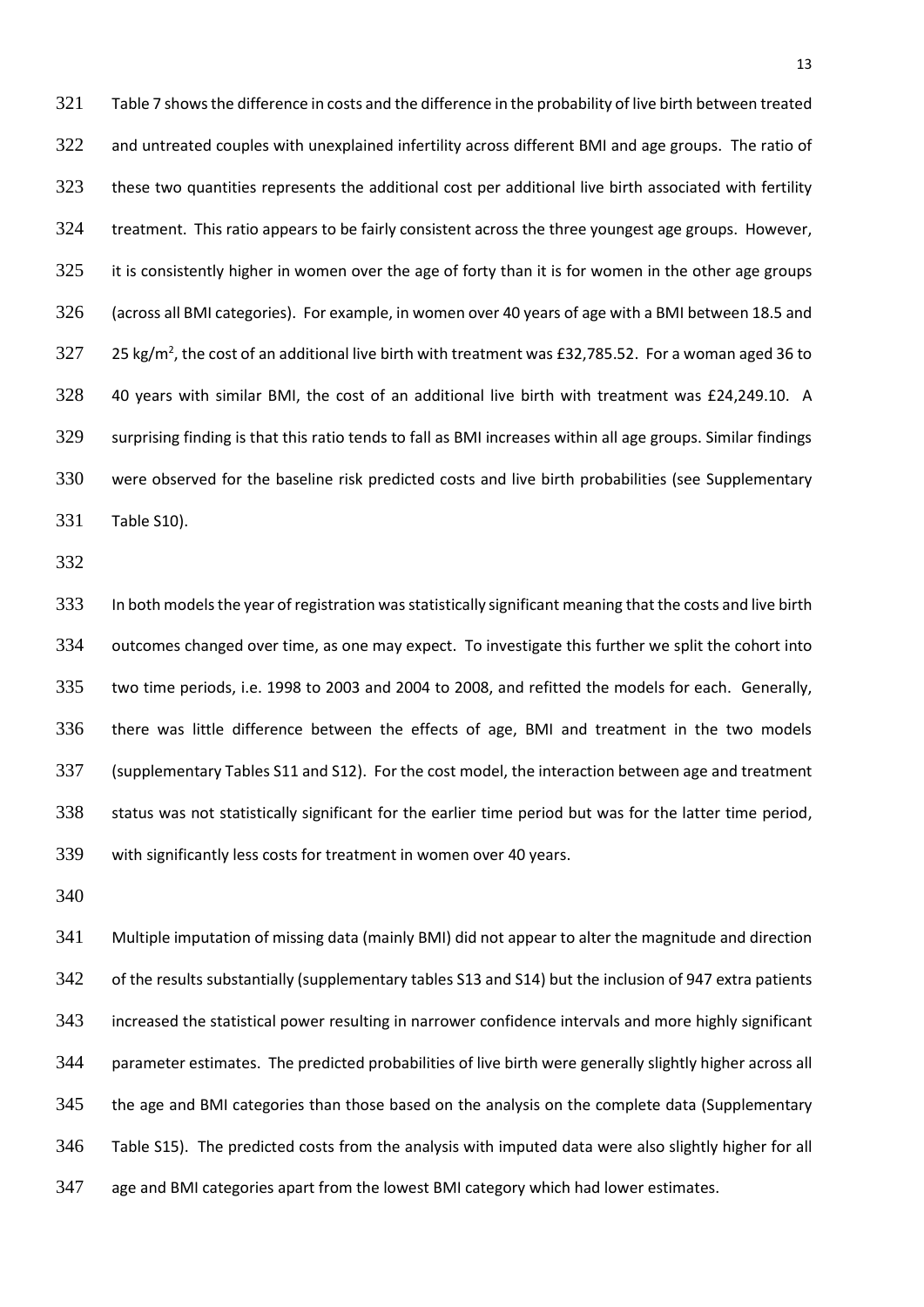Table 7 shows the difference in costs and the difference in the probability of live birth between treated and untreated couples with unexplained infertility across different BMI and age groups. The ratio of these two quantities represents the additional cost per additional live birth associated with fertility treatment. This ratio appears to be fairly consistent across the three youngest age groups. However, it is consistently higher in women over the age of forty than it is for women in the other age groups (across all BMI categories). For example, in women over 40 years of age with a BMI between 18.5 and 25 kg/m$^2$, the cost of an additional live birth with treatment was £32,785.52. For a woman aged 36 to 40 years with similar BMI, the cost of an additional live birth with treatment was £24,249.10. A surprising finding is that this ratio tends to fall as BMI increases within all age groups. Similar findings were observed for the baseline risk predicted costs and live birth probabilities (see Supplementary Table S10).

In both models the year of registration was statistically significant meaning that the costs and live birth outcomes changed over time, as one may expect. To investigate this further we split the cohort into two time periods, i.e. 1998 to 2003 and 2004 to 2008, and refitted the models for each. Generally, there was little difference between the effects of age, BMI and treatment in the two models (supplementary Tables S11 and S12). For the cost model, the interaction between age and treatment status was not statistically significant for the earlier time period but was for the latter time period, with significantly less costs for treatment in women over 40 years.

Multiple imputation of missing data (mainly BMI) did not appear to alter the magnitude and direction of the results substantially (supplementary tables S13 and S14) but the inclusion of 947 extra patients increased the statistical power resulting in narrower confidence intervals and more highly significant parameter estimates. The predicted probabilities of live birth were generally slightly higher across all the age and BMI categories than those based on the analysis on the complete data (Supplementary Table S15). The predicted costs from the analysis with imputed data were also slightly higher for all age and BMI categories apart from the lowest BMI category which had lower estimates.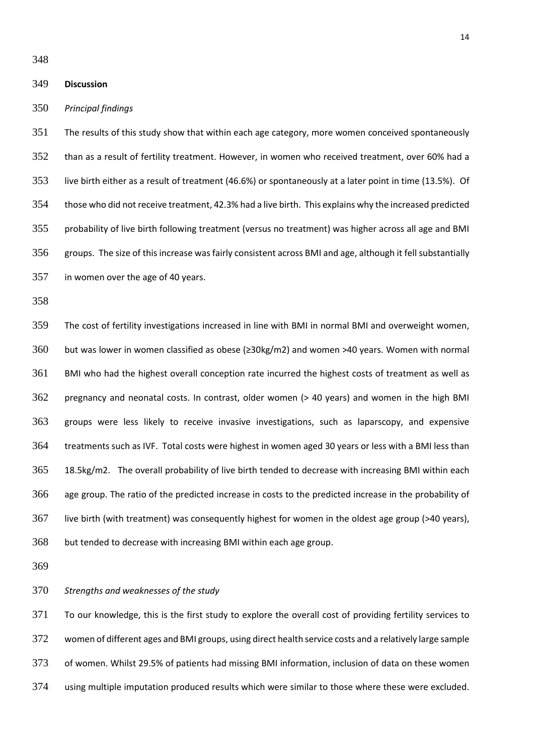## Discussion

*Principal findings*

The results of this study show that within each age category, more women conceived spontaneously than as a result of fertility treatment. However, in women who received treatment, over 60% had a live birth either as a result of treatment (46.6%) or spontaneously at a later point in time (13.5%). Of those who did not receive treatment, 42.3% had a live birth. This explains why the increased predicted probability of live birth following treatment (versus no treatment) was higher across all age and BMI groups. The size of this increase was fairly consistent across BMI and age, although it fell substantially in women over the age of 40 years.

The cost of fertility investigations increased in line with BMI in normal BMI and overweight women, but was lower in women classified as obese (≥30kg/m2) and women >40 years. Women with normal BMI who had the highest overall conception rate incurred the highest costs of treatment as well as pregnancy and neonatal costs. In contrast, older women (> 40 years) and women in the high BMI groups were less likely to receive invasive investigations, such as laparscopy, and expensive treatments such as IVF. Total costs were highest in women aged 30 years or less with a BMI less than 18.5kg/m2. The overall probability of live birth tended to decrease with increasing BMI within each age group. The ratio of the predicted increase in costs to the predicted increase in the probability of live birth (with treatment) was consequently highest for women in the oldest age group (>40 years), but tended to decrease with increasing BMI within each age group.

*Strengths and weaknesses of the study*

To our knowledge, this is the first study to explore the overall cost of providing fertility services to women of different ages and BMI groups, using direct health service costs and a relatively large sample of women. Whilst 29.5% of patients had missing BMI information, inclusion of data on these women using multiple imputation produced results which were similar to those where these were excluded.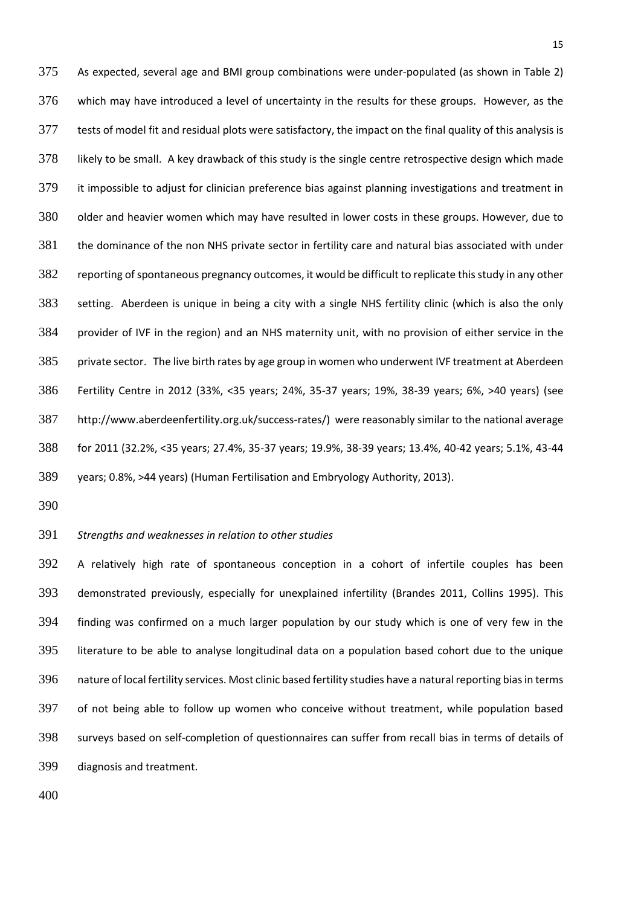As expected, several age and BMI group combinations were under-populated (as shown in Table 2) which may have introduced a level of uncertainty in the results for these groups. However, as the tests of model fit and residual plots were satisfactory, the impact on the final quality of this analysis is likely to be small. A key drawback of this study is the single centre retrospective design which made it impossible to adjust for clinician preference bias against planning investigations and treatment in older and heavier women which may have resulted in lower costs in these groups. However, due to the dominance of the non NHS private sector in fertility care and natural bias associated with under reporting of spontaneous pregnancy outcomes, it would be difficult to replicate this study in any other setting. Aberdeen is unique in being a city with a single NHS fertility clinic (which is also the only provider of IVF in the region) and an NHS maternity unit, with no provision of either service in the private sector. The live birth rates by age group in women who underwent IVF treatment at Aberdeen Fertility Centre in 2012 (33%, <35 years; 24%, 35-37 years; 19%, 38-39 years; 6%, >40 years) (see http://www.aberdeenfertility.org.uk/success-rates/) were reasonably similar to the national average for 2011 (32.2%, <35 years; 27.4%, 35-37 years; 19.9%, 38-39 years; 13.4%, 40-42 years; 5.1%, 43-44 years; 0.8%, >44 years) (Human Fertilisation and Embryology Authority, 2013).

*Strengths and weaknesses in relation to other studies*

A relatively high rate of spontaneous conception in a cohort of infertile couples has been demonstrated previously, especially for unexplained infertility (Brandes 2011, Collins 1995). This finding was confirmed on a much larger population by our study which is one of very few in the literature to be able to analyse longitudinal data on a population based cohort due to the unique nature of local fertility services. Most clinic based fertility studies have a natural reporting bias in terms of not being able to follow up women who conceive without treatment, while population based surveys based on self-completion of questionnaires can suffer from recall bias in terms of details of diagnosis and treatment.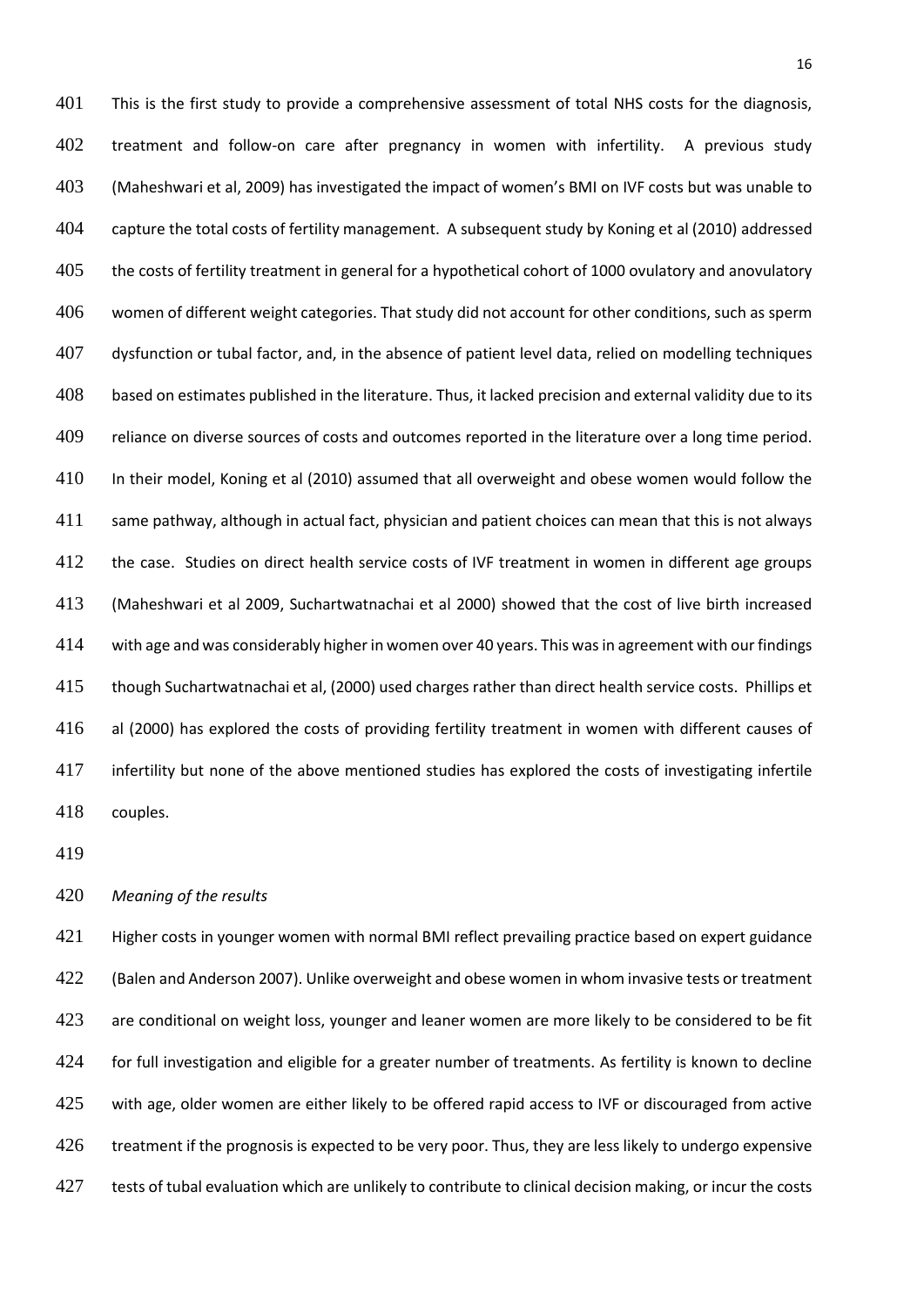This is the first study to provide a comprehensive assessment of total NHS costs for the diagnosis, treatment and follow-on care after pregnancy in women with infertility. A previous study (Maheshwari et al, 2009) has investigated the impact of women's BMI on IVF costs but was unable to capture the total costs of fertility management. A subsequent study by Koning et al (2010) addressed the costs of fertility treatment in general for a hypothetical cohort of 1000 ovulatory and anovulatory women of different weight categories. That study did not account for other conditions, such as sperm dysfunction or tubal factor, and, in the absence of patient level data, relied on modelling techniques based on estimates published in the literature. Thus, it lacked precision and external validity due to its reliance on diverse sources of costs and outcomes reported in the literature over a long time period. In their model, Koning et al (2010) assumed that all overweight and obese women would follow the same pathway, although in actual fact, physician and patient choices can mean that this is not always the case. Studies on direct health service costs of IVF treatment in women in different age groups (Maheshwari et al 2009, Suchartwatnachai et al 2000) showed that the cost of live birth increased with age and was considerably higher in women over 40 years. This was in agreement with our findings though Suchartwatnachai et al, (2000) used charges rather than direct health service costs. Phillips et al (2000) has explored the costs of providing fertility treatment in women with different causes of infertility but none of the above mentioned studies has explored the costs of investigating infertile couples.

*Meaning of the results*

Higher costs in younger women with normal BMI reflect prevailing practice based on expert guidance (Balen and Anderson 2007). Unlike overweight and obese women in whom invasive tests or treatment are conditional on weight loss, younger and leaner women are more likely to be considered to be fit for full investigation and eligible for a greater number of treatments. As fertility is known to decline with age, older women are either likely to be offered rapid access to IVF or discouraged from active treatment if the prognosis is expected to be very poor. Thus, they are less likely to undergo expensive tests of tubal evaluation which are unlikely to contribute to clinical decision making, or incur the costs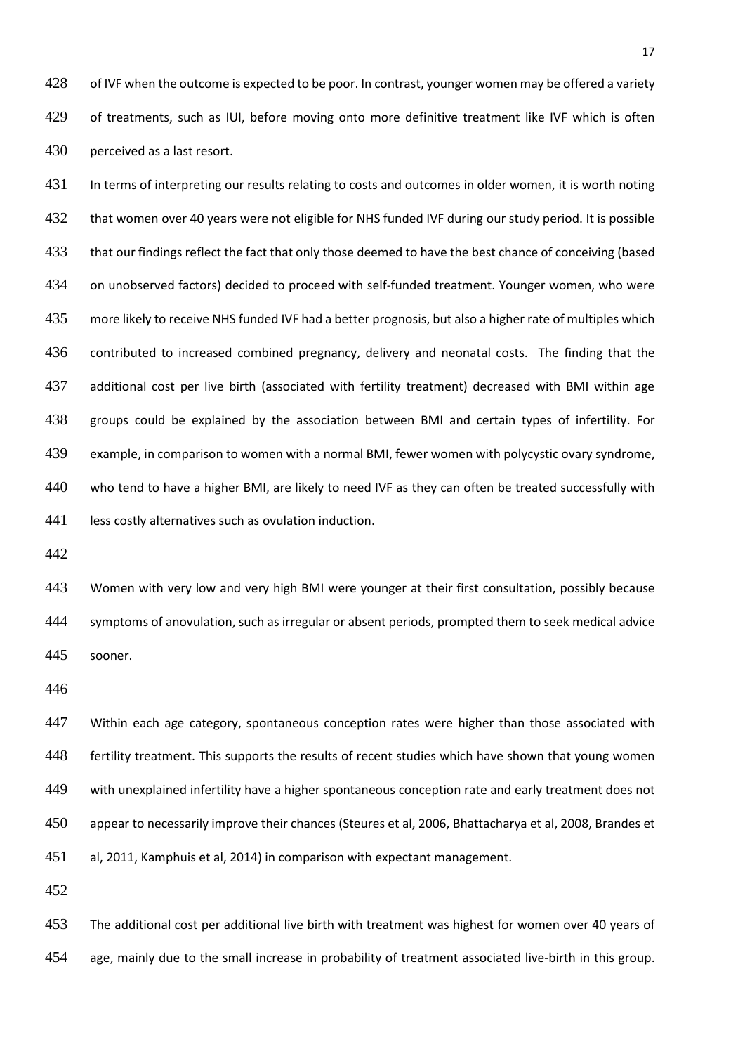of IVF when the outcome is expected to be poor. In contrast, younger women may be offered a variety of treatments, such as IUI, before moving onto more definitive treatment like IVF which is often perceived as a last resort.

In terms of interpreting our results relating to costs and outcomes in older women, it is worth noting that women over 40 years were not eligible for NHS funded IVF during our study period. It is possible that our findings reflect the fact that only those deemed to have the best chance of conceiving (based on unobserved factors) decided to proceed with self-funded treatment. Younger women, who were more likely to receive NHS funded IVF had a better prognosis, but also a higher rate of multiples which contributed to increased combined pregnancy, delivery and neonatal costs. The finding that the additional cost per live birth (associated with fertility treatment) decreased with BMI within age groups could be explained by the association between BMI and certain types of infertility. For example, in comparison to women with a normal BMI, fewer women with polycystic ovary syndrome, who tend to have a higher BMI, are likely to need IVF as they can often be treated successfully with less costly alternatives such as ovulation induction.

Women with very low and very high BMI were younger at their first consultation, possibly because symptoms of anovulation, such as irregular or absent periods, prompted them to seek medical advice sooner.

Within each age category, spontaneous conception rates were higher than those associated with fertility treatment. This supports the results of recent studies which have shown that young women with unexplained infertility have a higher spontaneous conception rate and early treatment does not appear to necessarily improve their chances (Steures et al, 2006, Bhattacharya et al, 2008, Brandes et al, 2011, Kamphuis et al, 2014) in comparison with expectant management.

The additional cost per additional live birth with treatment was highest for women over 40 years of age, mainly due to the small increase in probability of treatment associated live-birth in this group.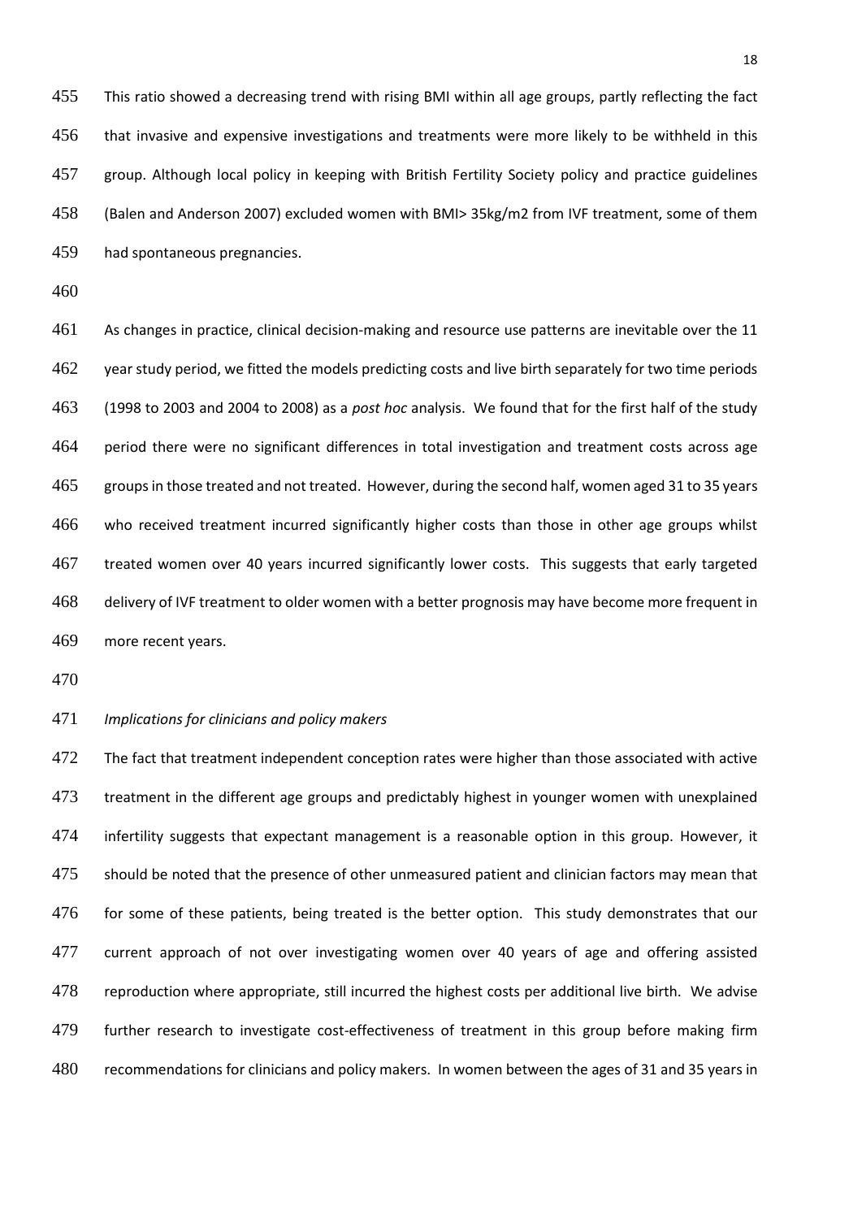This ratio showed a decreasing trend with rising BMI within all age groups, partly reflecting the fact that invasive and expensive investigations and treatments were more likely to be withheld in this group. Although local policy in keeping with British Fertility Society policy and practice guidelines (Balen and Anderson 2007) excluded women with BMI> 35kg/m2 from IVF treatment, some of them had spontaneous pregnancies.

As changes in practice, clinical decision-making and resource use patterns are inevitable over the 11 year study period, we fitted the models predicting costs and live birth separately for two time periods (1998 to 2003 and 2004 to 2008) as a *post hoc* analysis. We found that for the first half of the study period there were no significant differences in total investigation and treatment costs across age groups in those treated and not treated. However, during the second half, women aged 31 to 35 years who received treatment incurred significantly higher costs than those in other age groups whilst treated women over 40 years incurred significantly lower costs. This suggests that early targeted delivery of IVF treatment to older women with a better prognosis may have become more frequent in more recent years.

*Implications for clinicians and policy makers*

The fact that treatment independent conception rates were higher than those associated with active treatment in the different age groups and predictably highest in younger women with unexplained infertility suggests that expectant management is a reasonable option in this group. However, it should be noted that the presence of other unmeasured patient and clinician factors may mean that for some of these patients, being treated is the better option. This study demonstrates that our current approach of not over investigating women over 40 years of age and offering assisted reproduction where appropriate, still incurred the highest costs per additional live birth. We advise further research to investigate cost-effectiveness of treatment in this group before making firm recommendations for clinicians and policy makers. In women between the ages of 31 and 35 years in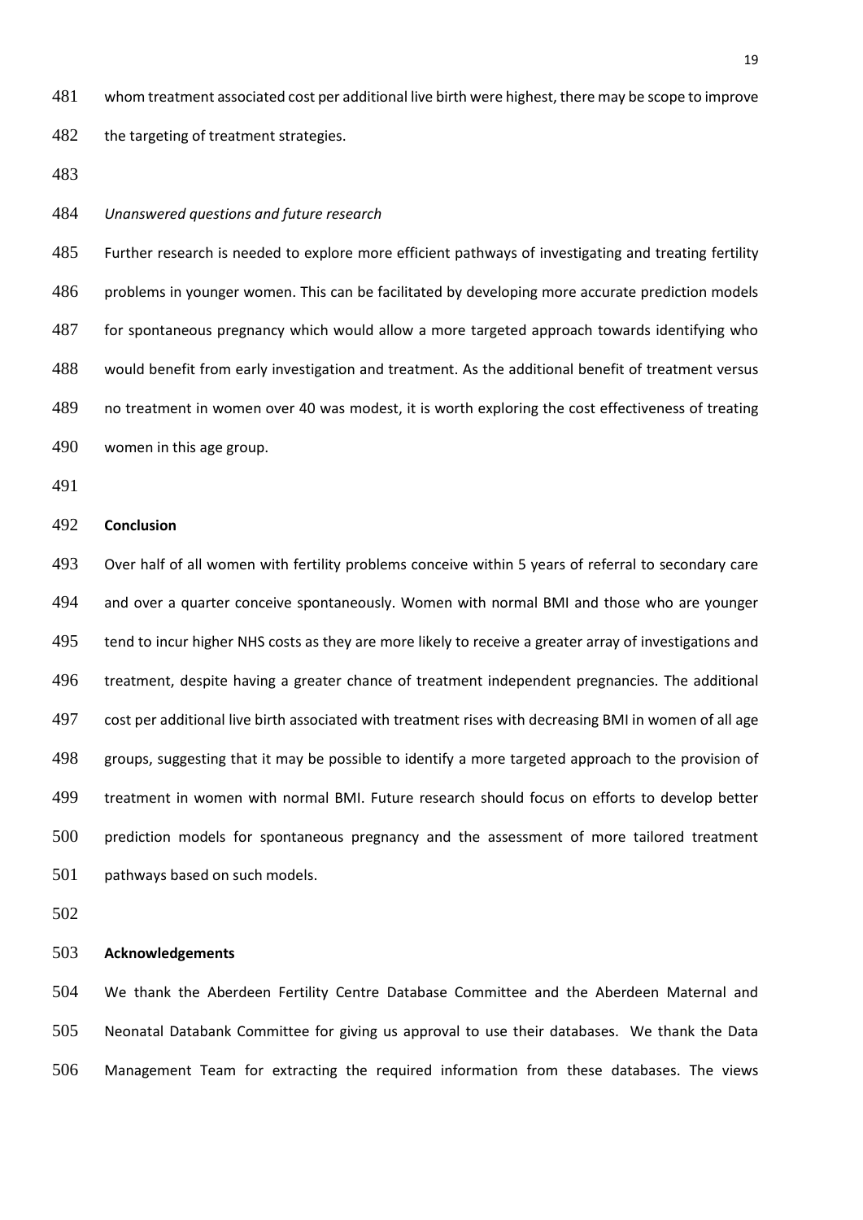whom treatment associated cost per additional live birth were highest, there may be scope to improve the targeting of treatment strategies.

*Unanswered questions and future research*

Further research is needed to explore more efficient pathways of investigating and treating fertility problems in younger women. This can be facilitated by developing more accurate prediction models for spontaneous pregnancy which would allow a more targeted approach towards identifying who would benefit from early investigation and treatment. As the additional benefit of treatment versus no treatment in women over 40 was modest, it is worth exploring the cost effectiveness of treating women in this age group.

**Conclusion**

Over half of all women with fertility problems conceive within 5 years of referral to secondary care and over a quarter conceive spontaneously. Women with normal BMI and those who are younger tend to incur higher NHS costs as they are more likely to receive a greater array of investigations and treatment, despite having a greater chance of treatment independent pregnancies. The additional cost per additional live birth associated with treatment rises with decreasing BMI in women of all age groups, suggesting that it may be possible to identify a more targeted approach to the provision of treatment in women with normal BMI. Future research should focus on efforts to develop better prediction models for spontaneous pregnancy and the assessment of more tailored treatment pathways based on such models.

**Acknowledgements**

We thank the Aberdeen Fertility Centre Database Committee and the Aberdeen Maternal and Neonatal Databank Committee for giving us approval to use their databases. We thank the Data Management Team for extracting the required information from these databases. The views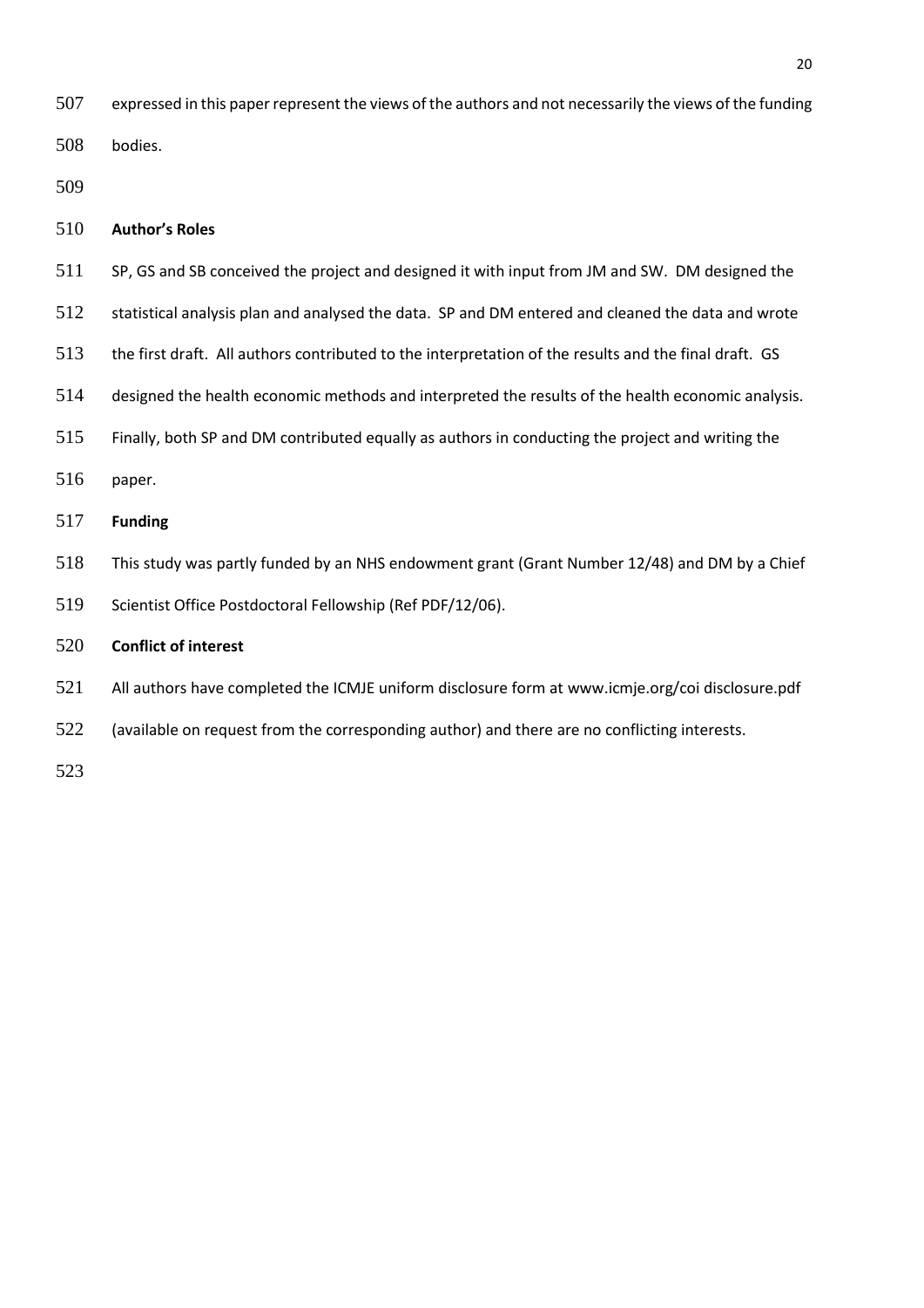expressed in this paper represent the views of the authors and not necessarily the views of the funding bodies.

**Author's Roles**

SP, GS and SB conceived the project and designed it with input from JM and SW. DM designed the statistical analysis plan and analysed the data. SP and DM entered and cleaned the data and wrote the first draft. All authors contributed to the interpretation of the results and the final draft. GS designed the health economic methods and interpreted the results of the health economic analysis. Finally, both SP and DM contributed equally as authors in conducting the project and writing the paper.

**Funding**

This study was partly funded by an NHS endowment grant (Grant Number 12/48) and DM by a Chief Scientist Office Postdoctoral Fellowship (Ref PDF/12/06).

**Conflict of interest**

All authors have completed the ICMJE uniform disclosure form at www.icmje.org/coi disclosure.pdf (available on request from the corresponding author) and there are no conflicting interests.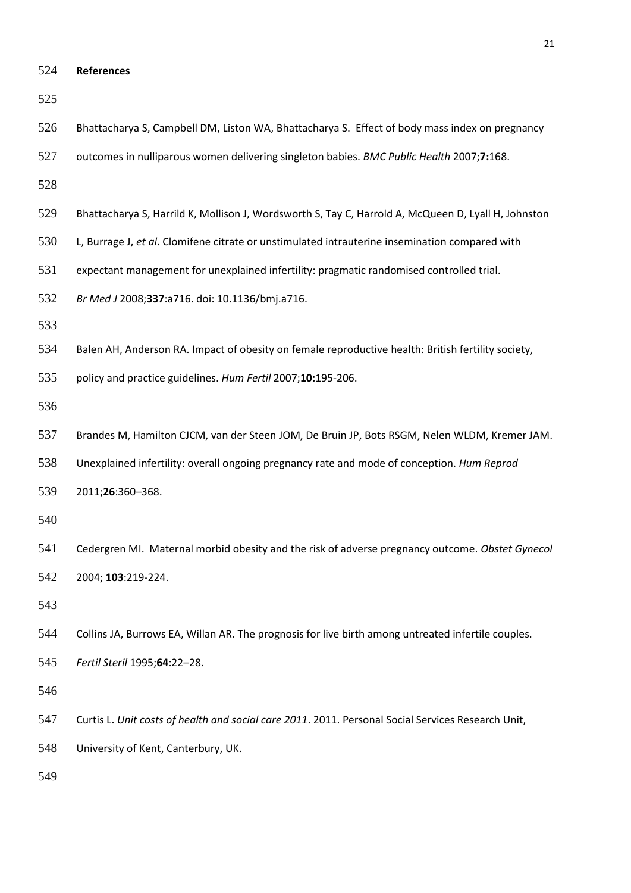## References

Bhattacharya S, Campbell DM, Liston WA, Bhattacharya S. Effect of body mass index on pregnancy outcomes in nulliparous women delivering singleton babies. *BMC Public Health* 2007;**7:**168.

Bhattacharya S, Harrild K, Mollison J, Wordsworth S, Tay C, Harrold A, McQueen D, Lyall H, Johnston L, Burrage J, *et al*. Clomifene citrate or unstimulated intrauterine insemination compared with expectant management for unexplained infertility: pragmatic randomised controlled trial. *Br Med J* 2008;**337**:a716. doi: 10.1136/bmj.a716.

Balen AH, Anderson RA. Impact of obesity on female reproductive health: British fertility society, policy and practice guidelines. *Hum Fertil* 2007;**10:**195-206.

Brandes M, Hamilton CJCM, van der Steen JOM, De Bruin JP, Bots RSGM, Nelen WLDM, Kremer JAM. Unexplained infertility: overall ongoing pregnancy rate and mode of conception. *Hum Reprod* 2011;**26**:360–368.

Cedergren MI. Maternal morbid obesity and the risk of adverse pregnancy outcome. *Obstet Gynecol* 2004; **103**:219-224.

Collins JA, Burrows EA, Willan AR. The prognosis for live birth among untreated infertile couples. *Fertil Steril* 1995;**64**:22–28.

Curtis L. *Unit costs of health and social care 2011*. 2011. Personal Social Services Research Unit, University of Kent, Canterbury, UK.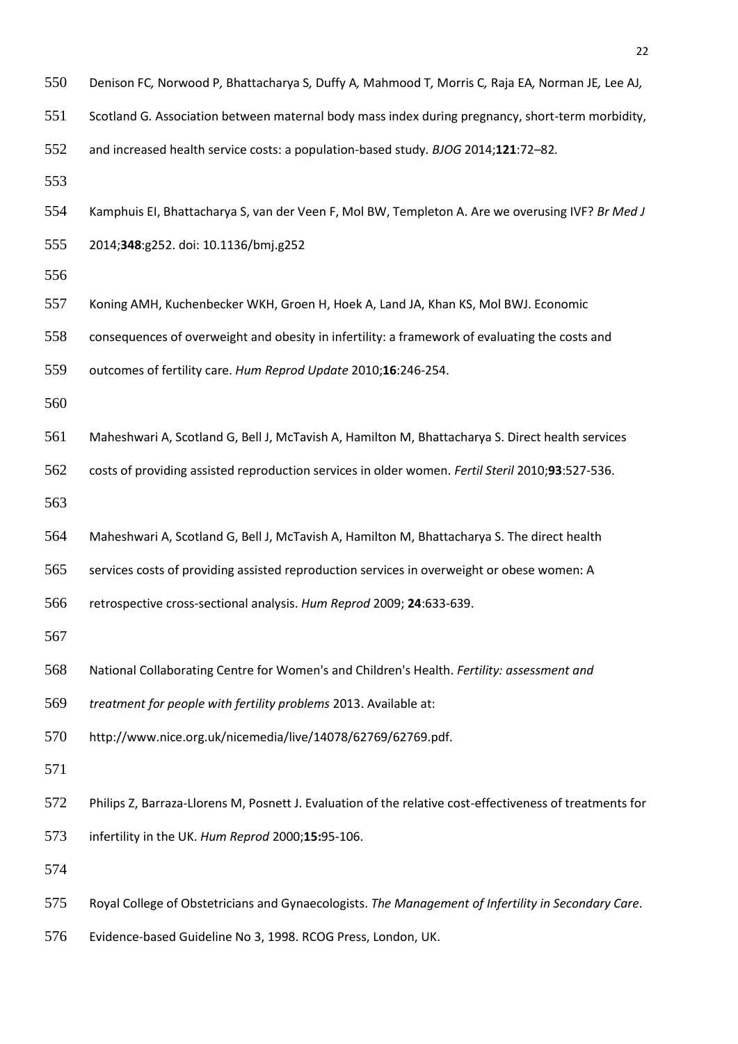Denison FC, Norwood P, Bhattacharya S, Duffy A, Mahmood T, Morris C, Raja EA, Norman JE, Lee AJ, Scotland G. Association between maternal body mass index during pregnancy, short-term morbidity, and increased health service costs: a population-based study. *BJOG* 2014;**121**:72–82.

Kamphuis EI, Bhattacharya S, van der Veen F, Mol BW, Templeton A. Are we overusing IVF? *Br Med J* 2014;**348**:g252. doi: 10.1136/bmj.g252

Koning AMH, Kuchenbecker WKH, Groen H, Hoek A, Land JA, Khan KS, Mol BWJ. Economic consequences of overweight and obesity in infertility: a framework of evaluating the costs and outcomes of fertility care. *Hum Reprod Update* 2010;**16**:246-254.

Maheshwari A, Scotland G, Bell J, McTavish A, Hamilton M, Bhattacharya S. Direct health services costs of providing assisted reproduction services in older women. *Fertil Steril* 2010;**93**:527-536.

Maheshwari A, Scotland G, Bell J, McTavish A, Hamilton M, Bhattacharya S. The direct health services costs of providing assisted reproduction services in overweight or obese women: A retrospective cross-sectional analysis. *Hum Reprod* 2009; **24**:633-639.

National Collaborating Centre for Women's and Children's Health. *Fertility: assessment and treatment for people with fertility problems* 2013. Available at: http://www.nice.org.uk/nicemedia/live/14078/62769/62769.pdf.

Philips Z, Barraza-Llorens M, Posnett J. Evaluation of the relative cost-effectiveness of treatments for infertility in the UK. *Hum Reprod* 2000;**15:**95-106.

Royal College of Obstetricians and Gynaecologists. *The Management of Infertility in Secondary Care*. Evidence-based Guideline No 3, 1998. RCOG Press, London, UK.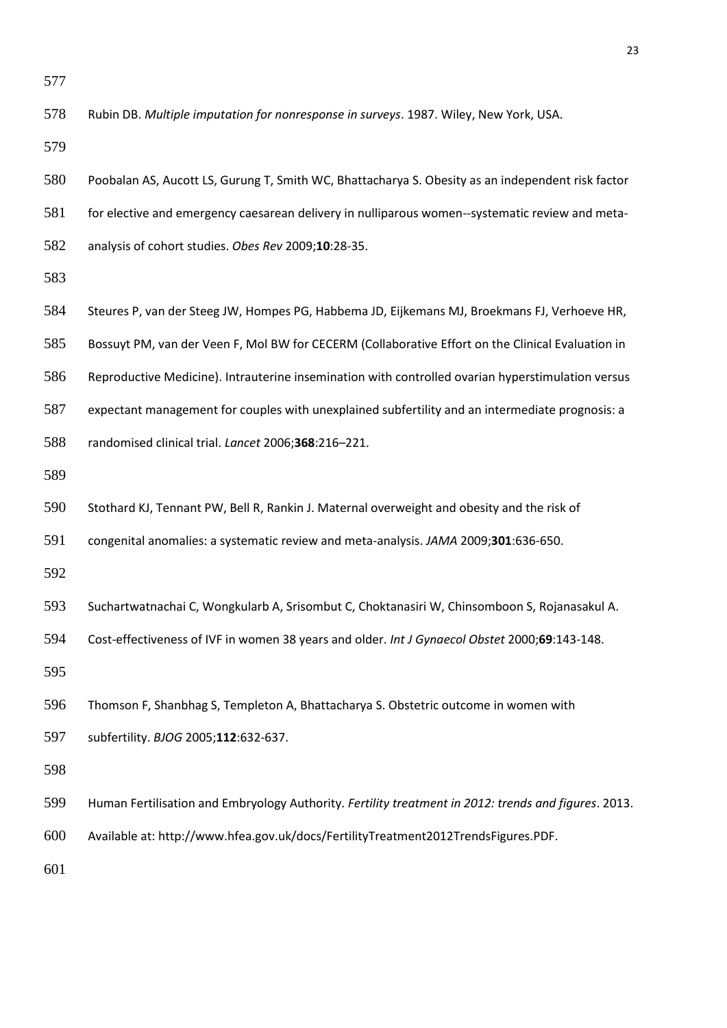Rubin DB. *Multiple imputation for nonresponse in surveys*. 1987. Wiley, New York, USA.

Poobalan AS, Aucott LS, Gurung T, Smith WC, Bhattacharya S. Obesity as an independent risk factor for elective and emergency caesarean delivery in nulliparous women--systematic review and meta-analysis of cohort studies. *Obes Rev* 2009;**10**:28-35.

Steures P, van der Steeg JW, Hompes PG, Habbema JD, Eijkemans MJ, Broekmans FJ, Verhoeve HR, Bossuyt PM, van der Veen F, Mol BW for CECERM (Collaborative Effort on the Clinical Evaluation in Reproductive Medicine). Intrauterine insemination with controlled ovarian hyperstimulation versus expectant management for couples with unexplained subfertility and an intermediate prognosis: a randomised clinical trial. *Lancet* 2006;**368**:216–221.

Stothard KJ, Tennant PW, Bell R, Rankin J. Maternal overweight and obesity and the risk of congenital anomalies: a systematic review and meta-analysis. *JAMA* 2009;**301**:636-650.

Suchartwatnachai C, Wongkularb A, Srisombut C, Choktanasiri W, Chinsomboon S, Rojanasakul A. Cost-effectiveness of IVF in women 38 years and older. *Int J Gynaecol Obstet* 2000;**69**:143-148.

Thomson F, Shanbhag S, Templeton A, Bhattacharya S. Obstetric outcome in women with subfertility. *BJOG* 2005;**112**:632-637.

Human Fertilisation and Embryology Authority. *Fertility treatment in 2012: trends and figures*. 2013. Available at: http://www.hfea.gov.uk/docs/FertilityTreatment2012TrendsFigures.PDF.